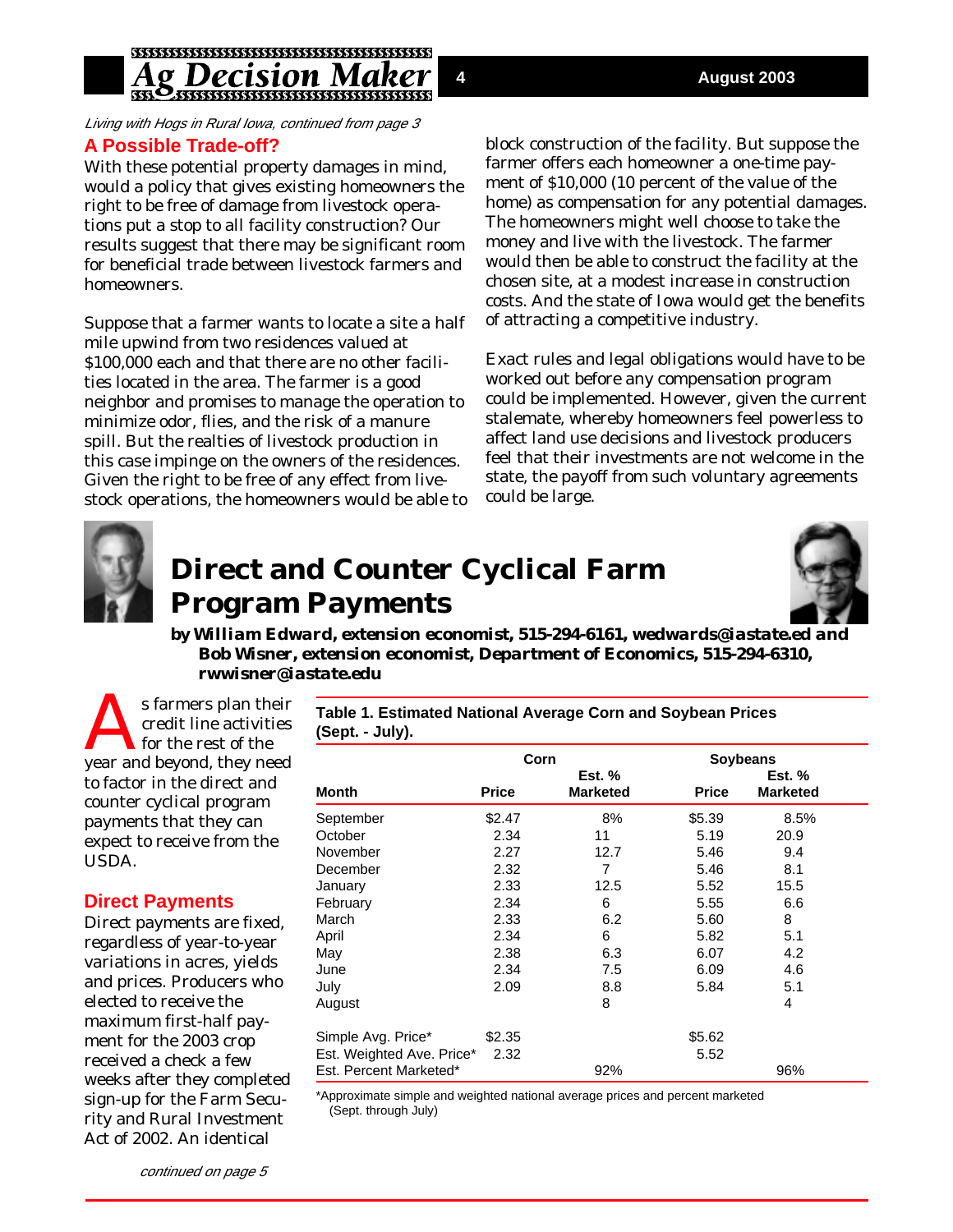*Living with Hogs in Rural Iowa, continued from page 3*

## A Possible Trade-off?

With these potential property damages in mind, would a policy that gives existing homeowners the right to be free of damage from livestock operations put a stop to all facility construction? Our results suggest that there may be significant room for beneficial trade between livestock farmers and homeowners.

Suppose that a farmer wants to locate a site a half mile upwind from two residences valued at $100,000 each and that there are no other facilities located in the area. The farmer is a good neighbor and promises to manage the operation to minimize odor, flies, and the risk of a manure spill. But the realties of livestock production in this case impinge on the owners of the residences. Given the right to be free of any effect from livestock operations, the homeowners would be able to block construction of the facility. But suppose the farmer offers each homeowner a one-time payment of $10,000 (10 percent of the value of the home) as compensation for any potential damages. The homeowners might well choose to take the money and live with the livestock. The farmer would then be able to construct the facility at the chosen site, at a modest increase in construction costs. And the state of Iowa would get the benefits of attracting a competitive industry.

Exact rules and legal obligations would have to be worked out before any compensation program could be implemented. However, given the current stalemate, whereby homeowners feel powerless to affect land use decisions and livestock producers feel that their investments are not welcome in the state, the payoff from such voluntary agreements could be large.

# Direct and Counter Cyclical Farm Program Payments

***by William Edward, extension economist, 515-294-6161, wedwards@iastate.ed and Bob Wisner, extension economist, Department of Economics, 515-294-6310, rwwisner@iastate.edu***

As farmers plan their credit line activities for the rest of the year and beyond, they need to factor in the direct and counter cyclical program payments that they can expect to receive from the USDA.

## Direct Payments

Direct payments are fixed, regardless of year-to-year variations in acres, yields and prices. Producers who elected to receive the maximum first-half payment for the 2003 crop received a check a few weeks after they completed sign-up for the Farm Security and Rural Investment Act of 2002. An identical

*continued on page 5*

**Table 1. Estimated National Average Corn and Soybean Prices (Sept. - July).**

| | Corn | | Soybeans | |
|---|---|---|---|---|
| Month | Price | Est. % Marketed | Price | Est. % Marketed |
| September | $2.47 | 8% | $5.39 | 8.5% |
| October | 2.34 | 11 | 5.19 | 20.9 |
| November | 2.27 | 12.7 | 5.46 | 9.4 |
| December | 2.32 | 7 | 5.46 | 8.1 |
| January | 2.33 | 12.5 | 5.52 | 15.5 |
| February | 2.34 | 6 | 5.55 | 6.6 |
| March | 2.33 | 6.2 | 5.60 | 8 |
| April | 2.34 | 6 | 5.82 | 5.1 |
| May | 2.38 | 6.3 | 6.07 | 4.2 |
| June | 2.34 | 7.5 | 6.09 | 4.6 |
| July | 2.09 | 8.8 | 5.84 | 5.1 |
| August | | 8 | | 4 |
| Simple Avg. Price* | $2.35 | | $5.62 | |
| Est. Weighted Ave. Price* | 2.32 | | 5.52 | |
| Est. Percent Marketed* | | 92% | | 96% |

*Approximate simple and weighted national average prices and percent marketed (Sept. through July)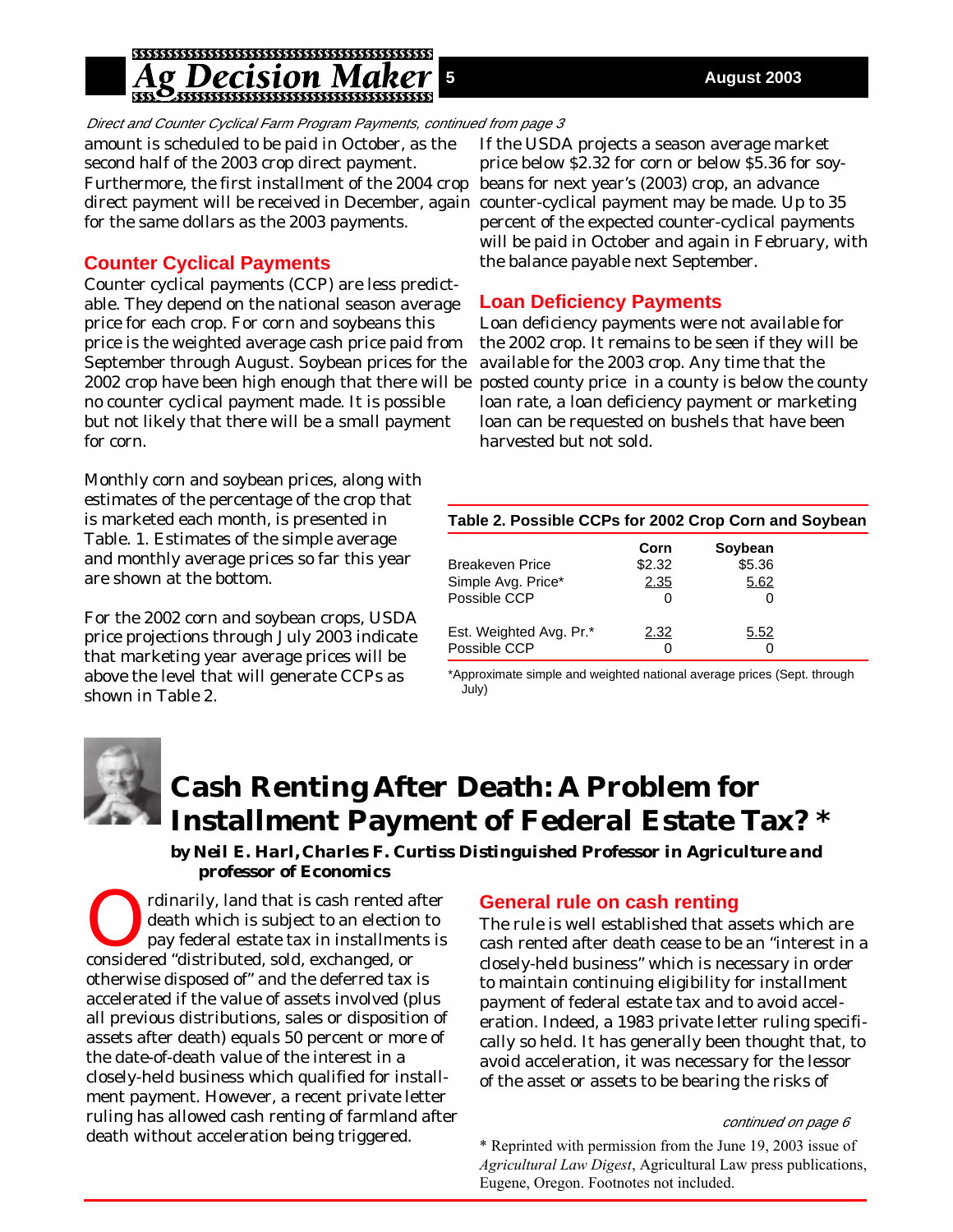*Direct and Counter Cyclical Farm Program Payments, continued from page 3*

amount is scheduled to be paid in October, as the second half of the 2003 crop direct payment. Furthermore, the first installment of the 2004 crop direct payment will be received in December, again for the same dollars as the 2003 payments.

## Counter Cyclical Payments

Counter cyclical payments (CCP) are less predictable. They depend on the national season average price for each crop. For corn and soybeans this price is the weighted average cash price paid from September through August. Soybean prices for the 2002 crop have been high enough that there will be no counter cyclical payment made. It is possible but not likely that there will be a small payment for corn.

Monthly corn and soybean prices, along with estimates of the percentage of the crop that is marketed each month, is presented in Table. 1. Estimates of the simple average and monthly average prices so far this year are shown at the bottom.

For the 2002 corn and soybean crops, USDA price projections through July 2003 indicate that marketing year average prices will be above the level that will generate CCPs as shown in Table 2.

If the USDA projects a season average market price below $2.32 for corn or below $5.36 for soybeans for next year's (2003) crop, an advance counter-cyclical payment may be made. Up to 35 percent of the expected counter-cyclical payments will be paid in October and again in February, with the balance payable next September.

## Loan Deficiency Payments

Loan deficiency payments were not available for the 2002 crop. It remains to be seen if they will be available for the 2003 crop. Any time that the posted county price in a county is below the county loan rate, a loan deficiency payment or marketing loan can be requested on bushels that have been harvested but not sold.

**Table 2. Possible CCPs for 2002 Crop Corn and Soybean**

| | Corn | Soybean |
|---|---|---|
| Breakeven Price | $2.32 | $5.36 |
| Simple Avg. Price* | 2.35 | 5.62 |
| Possible CCP | 0 | 0 |
| Est. Weighted Avg. Pr.* | 2.32 | 5.52 |
| Possible CCP | 0 | 0 |

*Approximate simple and weighted national average prices (Sept. through July)

# Cash Renting After Death: A Problem for Installment Payment of Federal Estate Tax? *

***by Neil E. Harl, Charles F. Curtiss Distinguished Professor in Agriculture and professor of Economics***

Ordinarily, land that is cash rented after death which is subject to an election to pay federal estate tax in installments is considered "distributed, sold, exchanged, or otherwise disposed of" and the deferred tax is accelerated if the value of assets involved (plus all previous distributions, sales or disposition of assets after death) equals 50 percent or more of the date-of-death value of the interest in a closely-held business which qualified for installment payment. However, a recent private letter ruling has allowed cash renting of farmland after death without acceleration being triggered.

## General rule on cash renting

The rule is well established that assets which are cash rented after death cease to be an "interest in a closely-held business" which is necessary in order to maintain continuing eligibility for installment payment of federal estate tax and to avoid acceleration. Indeed, a 1983 private letter ruling specifically so held. It has generally been thought that, to avoid acceleration, it was necessary for the lessor of the asset or assets to be bearing the risks of

*continued on page 6*

\* Reprinted with permission from the June 19, 2003 issue of *Agricultural Law Digest*, Agricultural Law press publications, Eugene, Oregon. Footnotes not included.